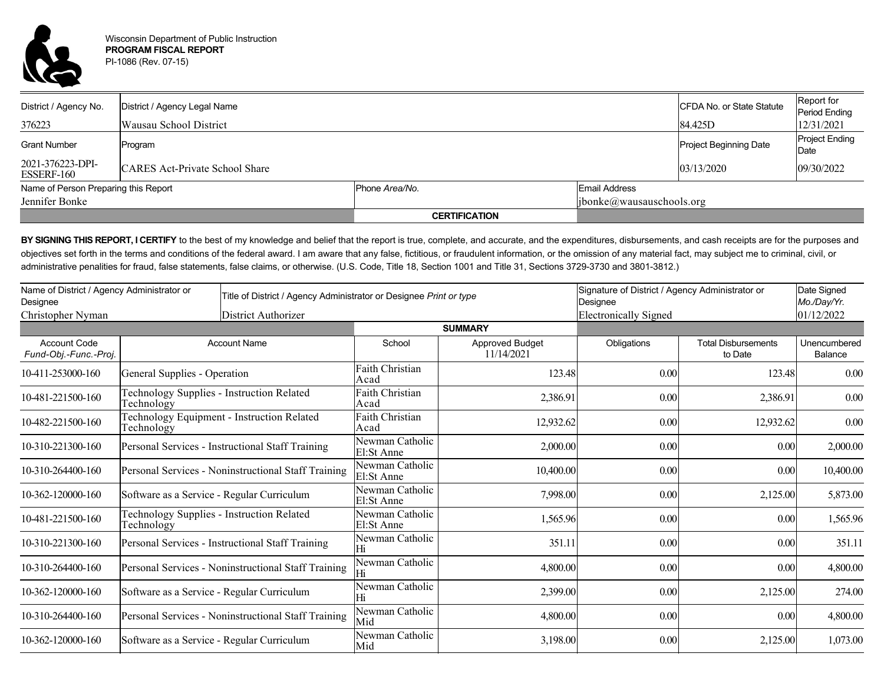Wisconsin Department of Public Instruction
**PROGRAM FISCAL REPORT**
PI-1086 (Rev. 07-15)

| District / Agency No. | District / Agency Legal Name | CFDA No. or State Statute | Report for Period Ending |
|---|---|---|---|
| 376223 | Wausau School District | 84.425D | 12/31/2021 |
| **Grant Number** | **Program** | **Project Beginning Date** | **Project Ending Date** |
| 2021-376223-DPI-ESSERF-160 | CARES Act-Private School Share | 03/13/2020 | 09/30/2022 |

| Name of Person Preparing this Report | Phone *Area/No.* | Email Address |
|---|---|---|
| Jennifer Bonke | | jbonke@wausauschools.org |

## CERTIFICATION

**BY SIGNING THIS REPORT, I CERTIFY** to the best of my knowledge and belief that the report is true, complete, and accurate, and the expenditures, disbursements, and cash receipts are for the purposes and objectives set forth in the terms and conditions of the federal award. I am aware that any false, fictitious, or fraudulent information, or the omission of any material fact, may subject me to criminal, civil, or administrative penalities for fraud, false statements, false claims, or otherwise. (U.S. Code, Title 18, Section 1001 and Title 31, Sections 3729-3730 and 3801-3812.)

| Name of District / Agency Administrator or Designee | Title of District / Agency Administrator or Designee *Print or type* | Signature of District / Agency Administrator or Designee | Date Signed *Mo./Day/Yr.* |
|---|---|---|---|
| Christopher Nyman | District Authorizer | Electronically Signed | 01/12/2022 |

## SUMMARY

| Account Code *Fund-Obj.-Func.-Proj.* | Account Name | School | Approved Budget 11/14/2021 | Obligations | Total Disbursements to Date | Unencumbered Balance |
|---|---|---|---|---|---|---|
| 10-411-253000-160 | General Supplies - Operation | Faith Christian Acad | 123.48 | 0.00 | 123.48 | 0.00 |
| 10-481-221500-160 | Technology Supplies - Instruction Related Technology | Faith Christian Acad | 2,386.91 | 0.00 | 2,386.91 | 0.00 |
| 10-482-221500-160 | Technology Equipment - Instruction Related Technology | Faith Christian Acad | 12,932.62 | 0.00 | 12,932.62 | 0.00 |
| 10-310-221300-160 | Personal Services - Instructional Staff Training | Newman Catholic El:St Anne | 2,000.00 | 0.00 | 0.00 | 2,000.00 |
| 10-310-264400-160 | Personal Services - Noninstructional Staff Training | Newman Catholic El:St Anne | 10,400.00 | 0.00 | 0.00 | 10,400.00 |
| 10-362-120000-160 | Software as a Service - Regular Curriculum | Newman Catholic El:St Anne | 7,998.00 | 0.00 | 2,125.00 | 5,873.00 |
| 10-481-221500-160 | Technology Supplies - Instruction Related Technology | Newman Catholic El:St Anne | 1,565.96 | 0.00 | 0.00 | 1,565.96 |
| 10-310-221300-160 | Personal Services - Instructional Staff Training | Newman Catholic Hi | 351.11 | 0.00 | 0.00 | 351.11 |
| 10-310-264400-160 | Personal Services - Noninstructional Staff Training | Newman Catholic Hi | 4,800.00 | 0.00 | 0.00 | 4,800.00 |
| 10-362-120000-160 | Software as a Service - Regular Curriculum | Newman Catholic Hi | 2,399.00 | 0.00 | 2,125.00 | 274.00 |
| 10-310-264400-160 | Personal Services - Noninstructional Staff Training | Newman Catholic Mid | 4,800.00 | 0.00 | 0.00 | 4,800.00 |
| 10-362-120000-160 | Software as a Service - Regular Curriculum | Newman Catholic Mid | 3,198.00 | 0.00 | 2,125.00 | 1,073.00 |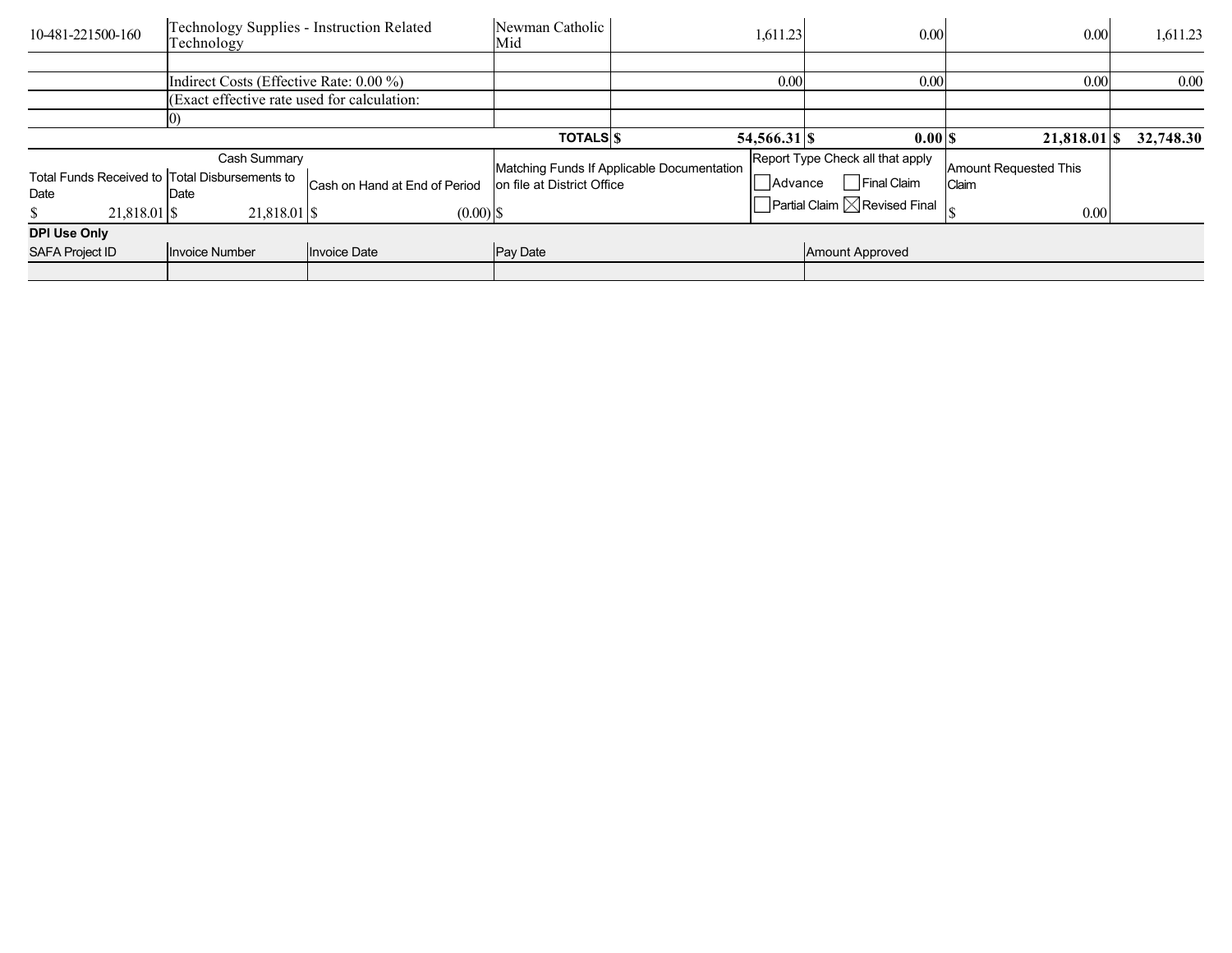| | | | | | | | |
|---|---|---|---|---|---|---|---|
| 10-481-221500-160 | Technology Supplies - Instruction Related Technology | Newman Catholic Mid | | 1,611.23 | 0.00 | 0.00 | 1,611.23 |
| | | | | | | | |
| | Indirect Costs (Effective Rate: 0.00 %) | | | 0.00 | 0.00 | 0.00 | 0.00 |
| | (Exact effective rate used for calculation: | | | | | | |
| | 0) | | | | | | |
| | | | **TOTALS** | **$ 54,566.31** | **$ 0.00** | **$ 21,818.01** | **$ 32,748.30** |

| Cash Summary | | | | | | |
|---|---|---|---|---|---|---|
| Total Funds Received to Date | Total Disbursements to Date | Cash on Hand at End of Period | Matching Funds If Applicable Documentation on file at District Office | Report Type Check all that apply | Amount Requested This Claim | |
| $ 21,818.01 | $ 21,818.01 | $ (0.00) | $ | ☐ Advance ☐ Final Claim ☐ Partial Claim ☒ Revised Final | $ 0.00 | |

**DPI Use Only**

| SAFA Project ID | Invoice Number | Invoice Date | Pay Date | Amount Approved |
|---|---|---|---|---|
| | | | | |